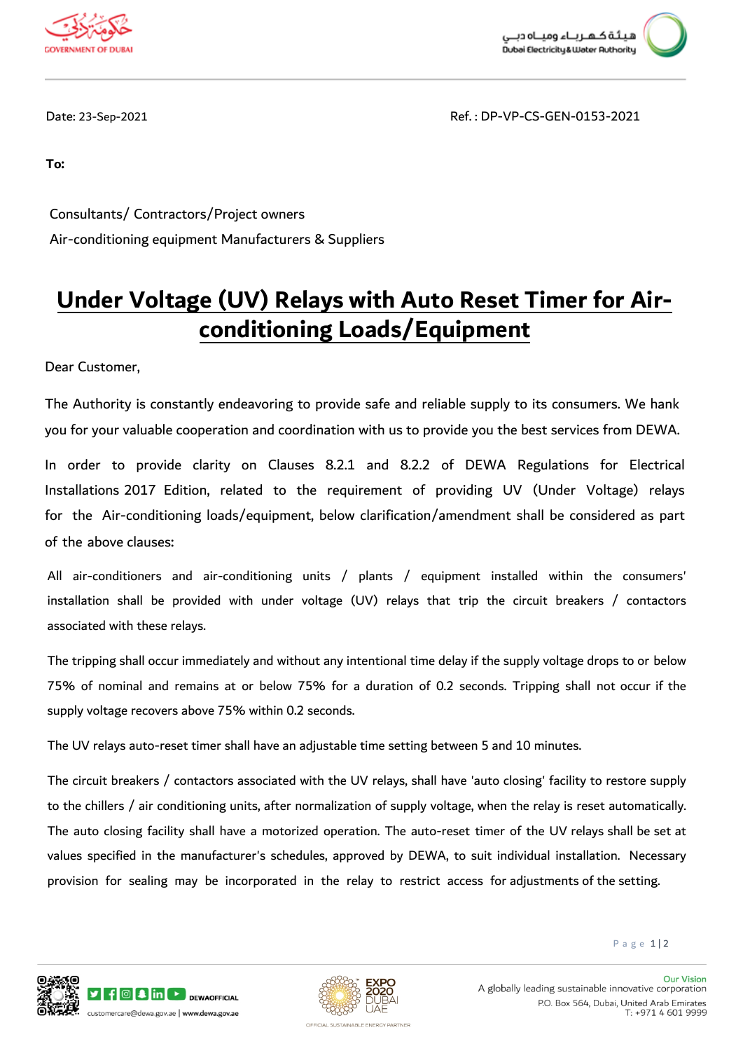Date: 23-Sep-2021

Ref. : DP-VP-CS-GEN-0153-2021

**To:**

Consultants/ Contractors/Project owners

Air-conditioning equipment Manufacturers & Suppliers

# Under Voltage (UV) Relays with Auto Reset Timer for Air-conditioning Loads/Equipment

Dear Customer,

The Authority is constantly endeavoring to provide safe and reliable supply to its consumers. We hank you for your valuable cooperation and coordination with us to provide you the best services from DEWA.

In order to provide clarity on Clauses 8.2.1 and 8.2.2 of DEWA Regulations for Electrical Installations 2017 Edition, related to the requirement of providing UV (Under Voltage) relays for the Air-conditioning loads/equipment, below clarification/amendment shall be considered as part of the above clauses:

All air-conditioners and air-conditioning units / plants / equipment installed within the consumers' installation shall be provided with under voltage (UV) relays that trip the circuit breakers / contactors associated with these relays.

The tripping shall occur immediately and without any intentional time delay if the supply voltage drops to or below 75% of nominal and remains at or below 75% for a duration of 0.2 seconds. Tripping shall not occur if the supply voltage recovers above 75% within 0.2 seconds.

The UV relays auto-reset timer shall have an adjustable time setting between 5 and 10 minutes.

The circuit breakers / contactors associated with the UV relays, shall have 'auto closing' facility to restore supply to the chillers / air conditioning units, after normalization of supply voltage, when the relay is reset automatically. The auto closing facility shall have a motorized operation. The auto-reset timer of the UV relays shall be set at values specified in the manufacturer's schedules, approved by DEWA, to suit individual installation. Necessary provision for sealing may be incorporated in the relay to restrict access for adjustments of the setting.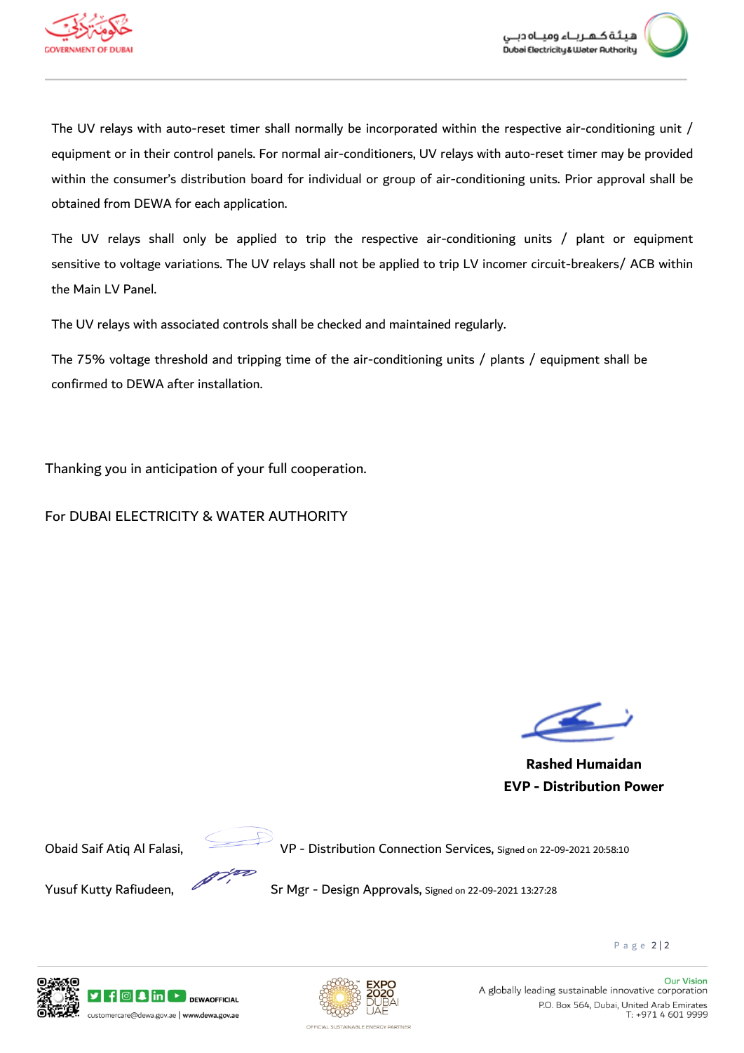The UV relays with auto-reset timer shall normally be incorporated within the respective air-conditioning unit / equipment or in their control panels. For normal air-conditioners, UV relays with auto-reset timer may be provided within the consumer's distribution board for individual or group of air-conditioning units. Prior approval shall be obtained from DEWA for each application.

The UV relays shall only be applied to trip the respective air-conditioning units / plant or equipment sensitive to voltage variations. The UV relays shall not be applied to trip LV incomer circuit-breakers/ ACB within the Main LV Panel.

The UV relays with associated controls shall be checked and maintained regularly.

The 75% voltage threshold and tripping time of the air-conditioning units / plants / equipment shall be confirmed to DEWA after installation.

Thanking you in anticipation of your full cooperation.

For DUBAI ELECTRICITY & WATER AUTHORITY

**Rashed Humaidan**
**EVP - Distribution Power**

Obaid Saif Atiq Al Falasi, VP - Distribution Connection Services, Signed on 22-09-2021 20:58:10

Yusuf Kutty Rafiudeen, Sr Mgr - Design Approvals, Signed on 22-09-2021 13:27:28